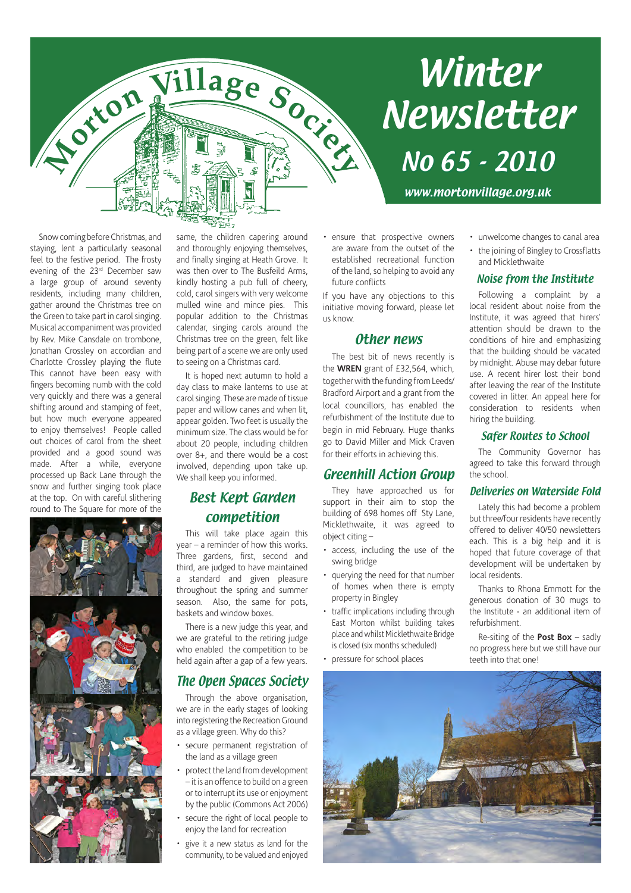# Morton Village Society

# Winter Newsletter

## No 65 - 2010

www.mortonvillage.org.uk

Snow coming before Christmas, and staying, lent a particularly seasonal feel to the festive period. The frosty evening of the 23rd December saw a large group of around seventy residents, including many children, gather around the Christmas tree on the Green to take part in carol singing. Musical accompaniment was provided by Rev. Mike Cansdale on trombone, Jonathan Crossley on accordian and Charlotte Crossley playing the flute This cannot have been easy with fingers becoming numb with the cold very quickly and there was a general shifting around and stamping of feet, but how much everyone appeared to enjoy themselves! People called out choices of carol from the sheet provided and a good sound was made. After a while, everyone processed up Back Lane through the snow and further singing took place at the top. On with careful slithering round to The Square for more of the same, the children capering around and thoroughly enjoying themselves, and finally singing at Heath Grove. It was then over to The Busfeild Arms, kindly hosting a pub full of cheery, cold, carol singers with very welcome mulled wine and mince pies. This popular addition to the Christmas calendar, singing carols around the Christmas tree on the green, felt like being part of a scene we are only used to seeing on a Christmas card.

It is hoped next autumn to hold a day class to make lanterns to use at carol singing. These are made of tissue paper and willow canes and when lit, appear golden. Two feet is usually the minimum size. The class would be for about 20 people, including children over 8+, and there would be a cost involved, depending upon take up. We shall keep you informed.

### Best Kept Garden competition

This will take place again this year – a reminder of how this works. Three gardens, first, second and third, are judged to have maintained a standard and given pleasure throughout the spring and summer season. Also, the same for pots, baskets and window boxes.

There is a new judge this year, and we are grateful to the retiring judge who enabled the competition to be held again after a gap of a few years.

### The Open Spaces Society

Through the above organisation, we are in the early stages of looking into registering the Recreation Ground as a village green. Why do this?

- secure permanent registration of the land as a village green
- protect the land from development – it is an offence to build on a green or to interrupt its use or enjoyment by the public (Commons Act 2006)
- secure the right of local people to enjoy the land for recreation
- give it a new status as land for the community, to be valued and enjoyed
- ensure that prospective owners are aware from the outset of the established recreational function of the land, so helping to avoid any future conflicts

If you have any objections to this initiative moving forward, please let us know.

### Other news

The best bit of news recently is the **WREN** grant of £32,564, which, together with the funding from Leeds/Bradford Airport and a grant from the local councillors, has enabled the refurbishment of the Institute due to begin in mid February. Huge thanks go to David Miller and Mick Craven for their efforts in achieving this.

### Greenhill Action Group

They have approached us for support in their aim to stop the building of 698 homes off Sty Lane, Micklethwaite, it was agreed to object citing –

- access, including the use of the swing bridge
- querying the need for that number of homes when there is empty property in Bingley
- traffic implications including through East Morton whilst building takes place and whilst Micklethwaite Bridge is closed (six months scheduled)
- pressure for school places
- unwelcome changes to canal area
- the joining of Bingley to Crossflatts and Micklethwaite

### Noise from the Institute

Following a complaint by a local resident about noise from the Institute, it was agreed that hirers' attention should be drawn to the conditions of hire and emphasizing that the building should be vacated by midnight. Abuse may debar future use. A recent hirer lost their bond after leaving the rear of the Institute covered in litter. An appeal here for consideration to residents when hiring the building.

### Safer Routes to School

The Community Governor has agreed to take this forward through the school.

### Deliveries on Waterside Fold

Lately this had become a problem but three/four residents have recently offered to deliver 40/50 newsletters each. This is a big help and it is hoped that future coverage of that development will be undertaken by local residents.

Thanks to Rhona Emmott for the generous donation of 30 mugs to the Institute - an additional item of refurbishment.

Re-siting of the **Post Box** – sadly no progress here but we still have our teeth into that one!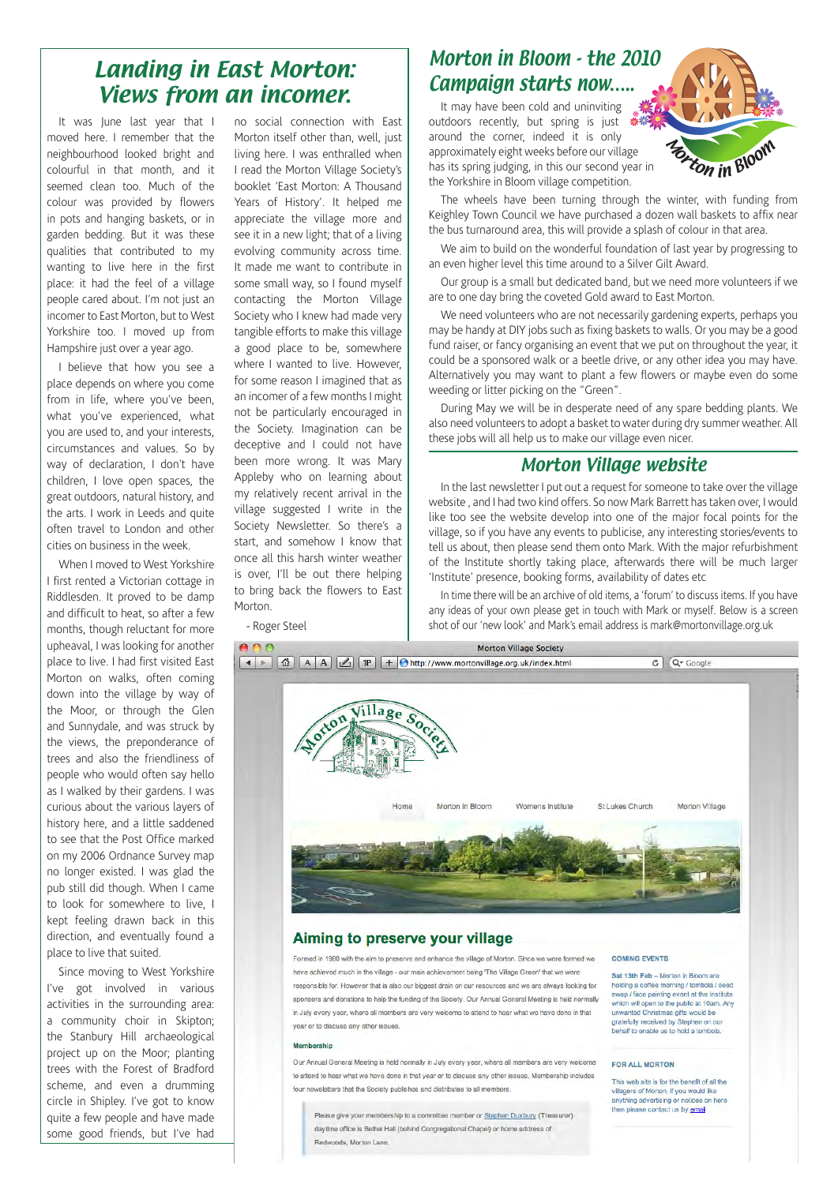# Landing in East Morton: Views from an incomer.

It was June last year that I moved here. I remember that the neighbourhood looked bright and colourful in that month, and it seemed clean too. Much of the colour was provided by flowers in pots and hanging baskets, or in garden bedding. But it was these qualities that contributed to my wanting to live here in the first place: it had the feel of a village people cared about. I'm not just an incomer to East Morton, but to West Yorkshire too. I moved up from Hampshire just over a year ago.

I believe that how you see a place depends on where you come from in life, where you've been, what you've experienced, what you are used to, and your interests, circumstances and values. So by way of declaration, I don't have children, I love open spaces, the great outdoors, natural history, and the arts. I work in Leeds and quite often travel to London and other cities on business in the week.

When I moved to West Yorkshire I first rented a Victorian cottage in Riddlesden. It proved to be damp and difficult to heat, so after a few months, though reluctant for more upheaval, I was looking for another place to live. I had first visited East Morton on walks, often coming down into the village by way of the Moor, or through the Glen and Sunnydale, and was struck by the views, the preponderance of trees and also the friendliness of people who would often say hello as I walked by their gardens. I was curious about the various layers of history here, and a little saddened to see that the Post Office marked on my 2006 Ordnance Survey map no longer existed. I was glad the pub still did though. When I came to look for somewhere to live, I kept feeling drawn back in this direction, and eventually found a place to live that suited.

Since moving to West Yorkshire I've got involved in various activities in the surrounding area: a community choir in Skipton; the Stanbury Hill archaeological project up on the Moor; planting trees with the Forest of Bradford scheme, and even a drumming circle in Shipley. I've got to know quite a few people and have made some good friends, but I've had no social connection with East Morton itself other than, well, just living here. I was enthralled when I read the Morton Village Society's booklet 'East Morton: A Thousand Years of History'. It helped me appreciate the village more and see it in a new light; that of a living evolving community across time. It made me want to contribute in some small way, so I found myself contacting the Morton Village Society who I knew had made very tangible efforts to make this village a good place to be, somewhere where I wanted to live. However, for some reason I imagined that as an incomer of a few months I might not be particularly encouraged in the Society. Imagination can be deceptive and I could not have been more wrong. It was Mary Appleby who on learning about my relatively recent arrival in the village suggested I write in the Society Newsletter. So there's a start, and somehow I know that once all this harsh winter weather is over, I'll be out there helping to bring back the flowers to East Morton.

- Roger Steel

# Morton in Bloom - the 2010 Campaign starts now.....

It may have been cold and uninviting outdoors recently, but spring is just around the corner, indeed it is only approximately eight weeks before our village has its spring judging, in this our second year in the Yorkshire in Bloom village competition.

The wheels have been turning through the winter, with funding from Keighley Town Council we have purchased a dozen wall baskets to affix near the bus turnaround area, this will provide a splash of colour in that area.

We aim to build on the wonderful foundation of last year by progressing to an even higher level this time around to a Silver Gilt Award.

Our group is a small but dedicated band, but we need more volunteers if we are to one day bring the coveted Gold award to East Morton.

We need volunteers who are not necessarily gardening experts, perhaps you may be handy at DIY jobs such as fixing baskets to walls. Or you may be a good fund raiser, or fancy organising an event that we put on throughout the year, it could be a sponsored walk or a beetle drive, or any other idea you may have. Alternatively you may want to plant a few flowers or maybe even do some weeding or litter picking on the "Green".

During May we will be in desperate need of any spare bedding plants. We also need volunteers to adopt a basket to water during dry summer weather. All these jobs will all help us to make our village even nicer.

# Morton Village website

In the last newsletter I put out a request for someone to take over the village website , and I had two kind offers. So now Mark Barrett has taken over, I would like too see the website develop into one of the major focal points for the village, so if you have any events to publicise, any interesting stories/events to tell us about, then please send them onto Mark. With the major refurbishment of the Institute shortly taking place, afterwards there will be much larger 'Institute' presence, booking forms, availability of dates etc

In time there will be an archive of old items, a 'forum' to discuss items. If you have any ideas of your own please get in touch with Mark or myself. Below is a screen shot of our 'new look' and Mark's email address is mark@mortonvillage.org.uk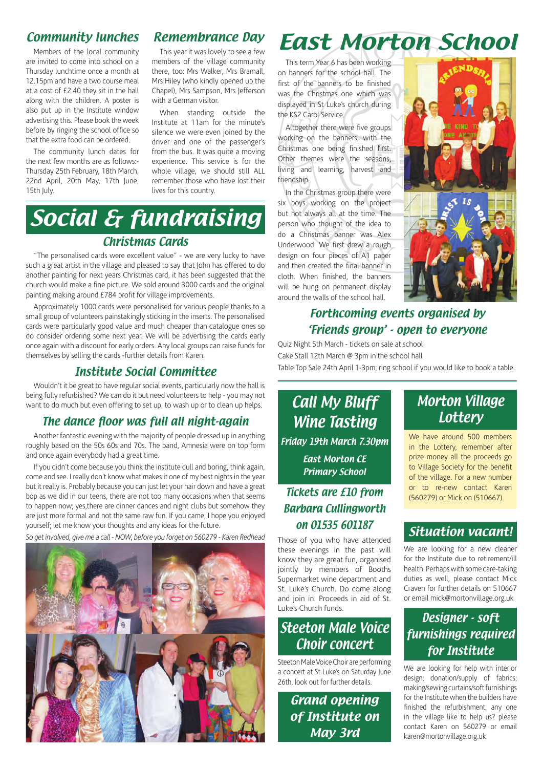## Community lunches

Members of the local community are invited to come into school on a Thursday lunchtime once a month at 12.15pm and have a two course meal at a cost of £2.40 they sit in the hall along with the children. A poster is also put up in the Institute window advertising this. Please book the week before by ringing the school office so that the extra food can be ordered.

The community lunch dates for the next few months are as follows:- Thursday 25th February, 18th March, 22nd April, 20th May, 17th June, 15th July.

## Remembrance Day

This year it was lovely to see a few members of the village community there, too: Mrs Walker, Mrs Bramall, Mrs Hiley (who kindly opened up the Chapel), Mrs Sampson, Mrs Jefferson with a German visitor.

When standing outside the Institute at 11am for the minute's silence we were even joined by the driver and one of the passenger's from the bus. It was quite a moving experience. This service is for the whole village, we should still ALL remember those who have lost their lives for this country.

# Social & fundraising

## Christmas Cards

"The personalised cards were excellent value" - we are very lucky to have such a great artist in the village and pleased to say that John has offered to do another painting for next years Christmas card, it has been suggested that the church would make a fine picture. We sold around 3000 cards and the original painting making around £784 profit for village improvements.

Approximately 1000 cards were personalised for various people thanks to a small group of volunteers painstakingly sticking in the inserts. The personalised cards were particularly good value and much cheaper than catalogue ones so do consider ordering some next year. We will be advertising the cards early once again with a discount for early orders. Any local groups can raise funds for themselves by selling the cards -further details from Karen.

## Institute Social Committee

Wouldn't it be great to have regular social events, particularly now the hall is being fully refurbished? We can do it but need volunteers to help - you may not want to do much but even offering to set up, to wash up or to clean up helps.

## The dance floor was full all night-again

Another fantastic evening with the majority of people dressed up in anything roughly based on the 50s 60s and 70s. The band, Amnesia were on top form and once again everybody had a great time.

If you didn't come because you think the institute dull and boring, think again, come and see. I really don't know what makes it one of my best nights in the year but it really is. Probably because you can just let your hair down and have a great bop as we did in our teens, there are not too many occasions when that seems to happen now; yes,there are dinner dances and night clubs but somehow they are just more formal and not the same raw fun. If you came, I hope you enjoyed yourself; let me know your thoughts and any ideas for the future.

*So get involved, give me a call - NOW, before you forget on 560279 - Karen Redhead*

# East Morton School

This term Year 6 has been working on banners for the school hall. The first of the banners to be finished was the Christmas one which was displayed in St Luke's church during the KS2 Carol Service.

Altogether there were five groups working on the banners, with the Christmas one being finished first. Other themes were the seasons, living and learning, harvest and friendship.

In the Christmas group there were six boys working on the project but not always all at the time. The person who thought of the idea to do a Christmas banner was Alex Underwood. We first drew a rough design on four pieces of A1 paper and then created the final banner in cloth. When finished, the banners will be hung on permanent display around the walls of the school hall.

## Forthcoming events organised by 'Friends group' - open to everyone

Quiz Night 5th March - tickets on sale at school
Cake Stall 12th March @ 3pm in the school hall
Table Top Sale 24th April 1-3pm; ring school if you would like to book a table.

## Call My Bluff Wine Tasting

**Friday 19th March 7.30pm**

**East Morton CE Primary School**

**Tickets are £10 from Barbara Cullingworth on 01535 601187**

Those of you who have attended these evenings in the past will know they are great fun, organised jointly by members of Booths Supermarket wine department and St. Luke's Church. Do come along and join in. Proceeds in aid of St. Luke's Church funds.

## Steeton Male Voice Choir concert

Steeton Male Voice Choir are performing a concert at St Luke's on Saturday June 26th, look out for further details.

## Grand opening of Institute on May 3rd

## Morton Village Lottery

We have around 500 members in the Lottery, remember after prize money all the proceeds go to Village Society for the benefit of the village. For a new number or to re-new contact Karen (560279) or Mick on (510667).

## Situation vacant!

We are looking for a new cleaner for the Institute due to retirement/ill health. Perhaps with some care-taking duties as well, please contact Mick Craven for further details on 510667 or email mick@mortonvillage.org.uk

## Designer - soft furnishings required for Institute

We are looking for help with interior design; donation/supply of fabrics; making/sewing curtains/soft furnishings for the Institute when the builders have finished the refurbishment, any one in the village like to help us? please contact Karen on 560279 or email karen@mortonvillage.org.uk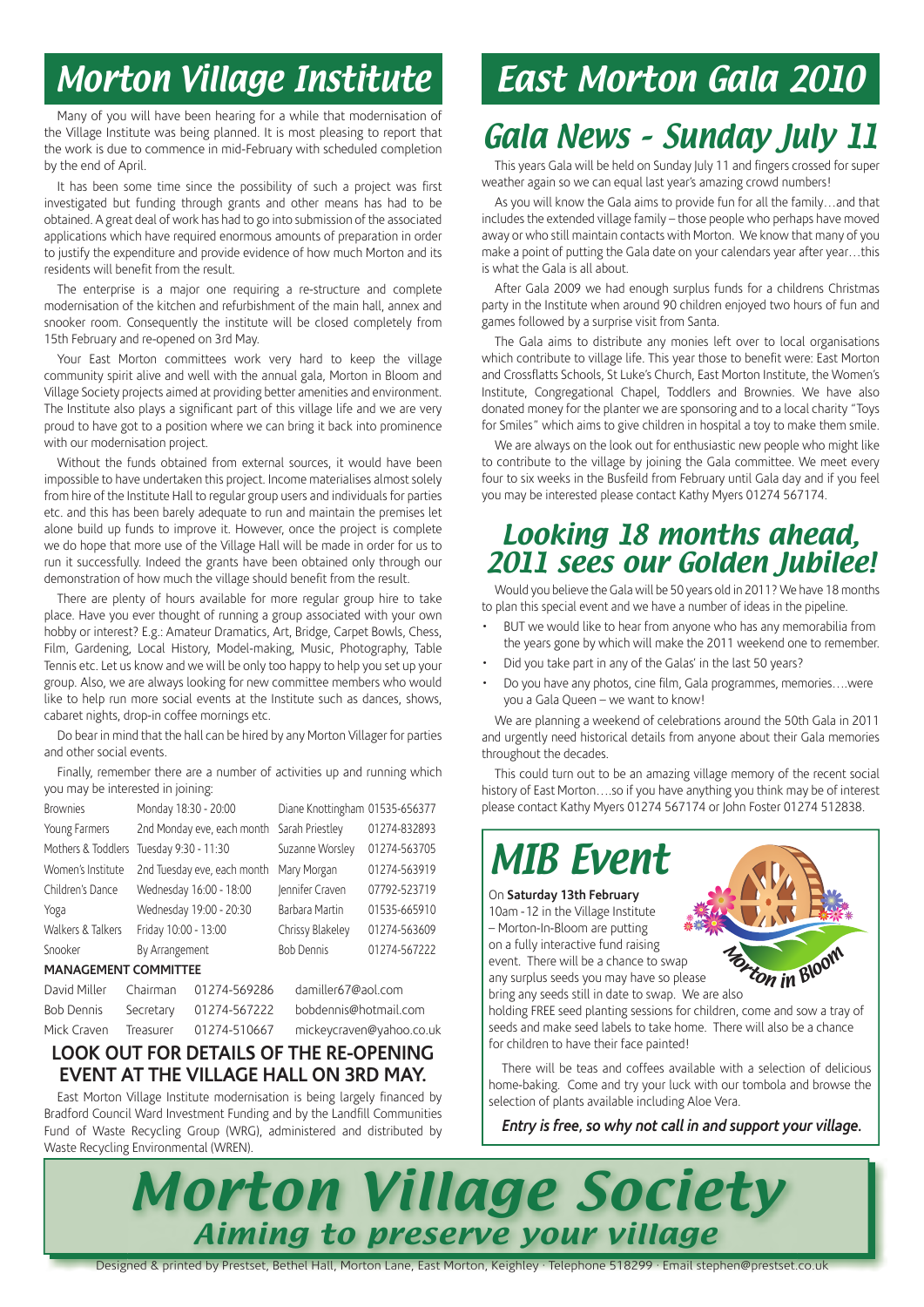# Morton Village Institute

Many of you will have been hearing for a while that modernisation of the Village Institute was being planned. It is most pleasing to report that the work is due to commence in mid-February with scheduled completion by the end of April.

It has been some time since the possibility of such a project was first investigated but funding through grants and other means has had to be obtained. A great deal of work has had to go into submission of the associated applications which have required enormous amounts of preparation in order to justify the expenditure and provide evidence of how much Morton and its residents will benefit from the result.

The enterprise is a major one requiring a re-structure and complete modernisation of the kitchen and refurbishment of the main hall, annex and snooker room. Consequently the institute will be closed completely from 15th February and re-opened on 3rd May.

Your East Morton committees work very hard to keep the village community spirit alive and well with the annual gala, Morton in Bloom and Village Society projects aimed at providing better amenities and environment. The Institute also plays a significant part of this village life and we are very proud to have got to a position where we can bring it back into prominence with our modernisation project.

Without the funds obtained from external sources, it would have been impossible to have undertaken this project. Income materialises almost solely from hire of the Institute Hall to regular group users and individuals for parties etc. and this has been barely adequate to run and maintain the premises let alone build up funds to improve it. However, once the project is complete we do hope that more use of the Village Hall will be made in order for us to run it successfully. Indeed the grants have been obtained only through our demonstration of how much the village should benefit from the result.

There are plenty of hours available for more regular group hire to take place. Have you ever thought of running a group associated with your own hobby or interest? E.g.: Amateur Dramatics, Art, Bridge, Carpet Bowls, Chess, Film, Gardening, Local History, Model-making, Music, Photography, Table Tennis etc. Let us know and we will be only too happy to help you set up your group. Also, we are always looking for new committee members who would like to help run more social events at the Institute such as dances, shows, cabaret nights, drop-in coffee mornings etc.

Do bear in mind that the hall can be hired by any Morton Villager for parties and other social events.

Finally, remember there are a number of activities up and running which you may be interested in joining:

| | | | |
|---|---|---|---|
| Brownies | Monday 18:30 - 20:00 | Diane Knottingham | 01535-656377 |
| Young Farmers | 2nd Monday eve, each month | Sarah Priestley | 01274-832893 |
| Mothers & Toddlers | Tuesday 9:30 - 11:30 | Suzanne Worsley | 01274-563705 |
| Women's Institute | 2nd Tuesday eve, each month | Mary Morgan | 01274-563919 |
| Children's Dance | Wednesday 16:00 - 18:00 | Jennifer Craven | 07792-523719 |
| Yoga | Wednesday 19:00 - 20:30 | Barbara Martin | 01535-665910 |
| Walkers & Talkers | Friday 10:00 - 13:00 | Chrissy Blakeley | 01274-563609 |
| Snooker | By Arrangement | Bob Dennis | 01274-567222 |

**MANAGEMENT COMMITTEE**

| | | | |
|---|---|---|---|
| David Miller | Chairman | 01274-569286 | damiller67@aol.com |
| Bob Dennis | Secretary | 01274-567222 | bobdennis@hotmail.com |
| Mick Craven | Treasurer | 01274-510667 | mickeycraven@yahoo.co.uk |

**LOOK OUT FOR DETAILS OF THE RE-OPENING EVENT AT THE VILLAGE HALL ON 3RD MAY.**

East Morton Village Institute modernisation is being largely financed by Bradford Council Ward Investment Funding and by the Landfill Communities Fund of Waste Recycling Group (WRG), administered and distributed by Waste Recycling Environmental (WREN).

# East Morton Gala 2010

## Gala News - Sunday July 11

This years Gala will be held on Sunday July 11 and fingers crossed for super weather again so we can equal last year's amazing crowd numbers!

As you will know the Gala aims to provide fun for all the family…and that includes the extended village family – those people who perhaps have moved away or who still maintain contacts with Morton. We know that many of you make a point of putting the Gala date on your calendars year after year…this is what the Gala is all about.

After Gala 2009 we had enough surplus funds for a childrens Christmas party in the Institute when around 90 children enjoyed two hours of fun and games followed by a surprise visit from Santa.

The Gala aims to distribute any monies left over to local organisations which contribute to village life. This year those to benefit were: East Morton and Crossflatts Schools, St Luke's Church, East Morton Institute, the Women's Institute, Congregational Chapel, Toddlers and Brownies. We have also donated money for the planter we are sponsoring and to a local charity "Toys for Smiles" which aims to give children in hospital a toy to make them smile.

We are always on the look out for enthusiastic new people who might like to contribute to the village by joining the Gala committee. We meet every four to six weeks in the Busfeild from February until Gala day and if you feel you may be interested please contact Kathy Myers 01274 567174.

## Looking 18 months ahead, 2011 sees our Golden Jubilee!

Would you believe the Gala will be 50 years old in 2011? We have 18 months to plan this special event and we have a number of ideas in the pipeline.

- BUT we would like to hear from anyone who has any memorabilia from the years gone by which will make the 2011 weekend one to remember.
- Did you take part in any of the Galas' in the last 50 years?
- Do you have any photos, cine film, Gala programmes, memories….were you a Gala Queen – we want to know!

We are planning a weekend of celebrations around the 50th Gala in 2011 and urgently need historical details from anyone about their Gala memories throughout the decades.

This could turn out to be an amazing village memory of the recent social history of East Morton….so if you have anything you think may be of interest please contact Kathy Myers 01274 567174 or John Foster 01274 512838.

# MIB Event

Morton in Bloom

On **Saturday 13th February** 10am - 12 in the Village Institute – Morton-In-Bloom are putting on a fully interactive fund raising event. There will be a chance to swap any surplus seeds you may have so please bring any seeds still in date to swap. We are also holding FREE seed planting sessions for children, come and sow a tray of seeds and make seed labels to take home. There will also be a chance for children to have their face painted!

There will be teas and coffees available with a selection of delicious home-baking. Come and try your luck with our tombola and browse the selection of plants available including Aloe Vera.

***Entry is free, so why not call in and support your village.***

# Morton Village Society

## Aiming to preserve your village

Designed & printed by Prestset, Bethel Hall, Morton Lane, East Morton, Keighley · Telephone 518299 · Email stephen@prestset.co.uk